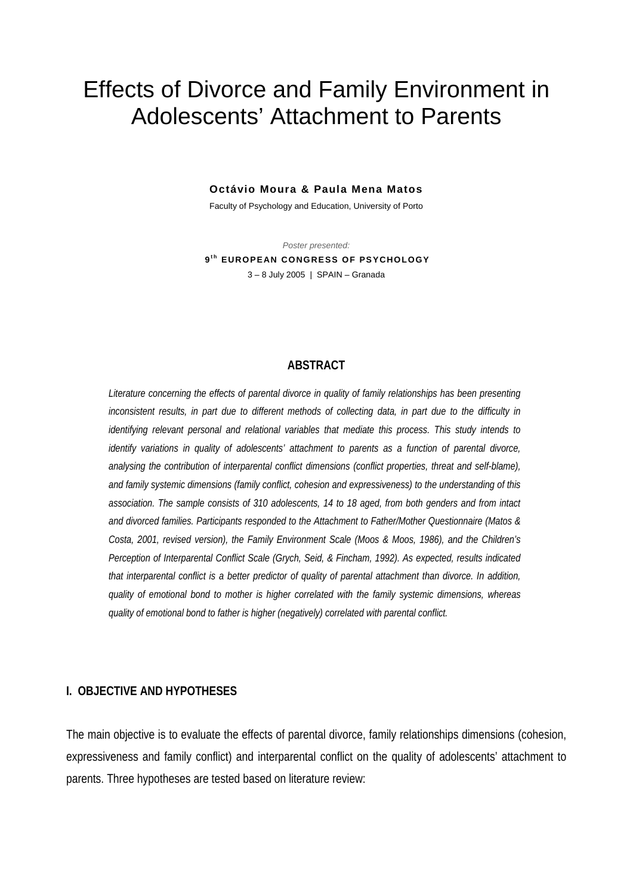# Effects of Divorce and Family Environment in Adolescents' Attachment to Parents

**Octávio Moura & Paula Mena Matos**

Faculty of Psychology and Education, University of Porto

*Poster presented:*

**9th EUROPEAN CONGRESS OF PSYCHOLOGY**

3 – 8 July 2005 | SPAIN – Granada

## ABSTRACT

*Literature concerning the effects of parental divorce in quality of family relationships has been presenting inconsistent results, in part due to different methods of collecting data, in part due to the difficulty in identifying relevant personal and relational variables that mediate this process. This study intends to identify variations in quality of adolescents' attachment to parents as a function of parental divorce, analysing the contribution of interparental conflict dimensions (conflict properties, threat and self-blame), and family systemic dimensions (family conflict, cohesion and expressiveness) to the understanding of this association. The sample consists of 310 adolescents, 14 to 18 aged, from both genders and from intact and divorced families. Participants responded to the Attachment to Father/Mother Questionnaire (Matos & Costa, 2001, revised version), the Family Environment Scale (Moos & Moos, 1986), and the Children's Perception of Interparental Conflict Scale (Grych, Seid, & Fincham, 1992). As expected, results indicated that interparental conflict is a better predictor of quality of parental attachment than divorce. In addition, quality of emotional bond to mother is higher correlated with the family systemic dimensions, whereas quality of emotional bond to father is higher (negatively) correlated with parental conflict.*

## I. OBJECTIVE AND HYPOTHESES

The main objective is to evaluate the effects of parental divorce, family relationships dimensions (cohesion, expressiveness and family conflict) and interparental conflict on the quality of adolescents' attachment to parents. Three hypotheses are tested based on literature review: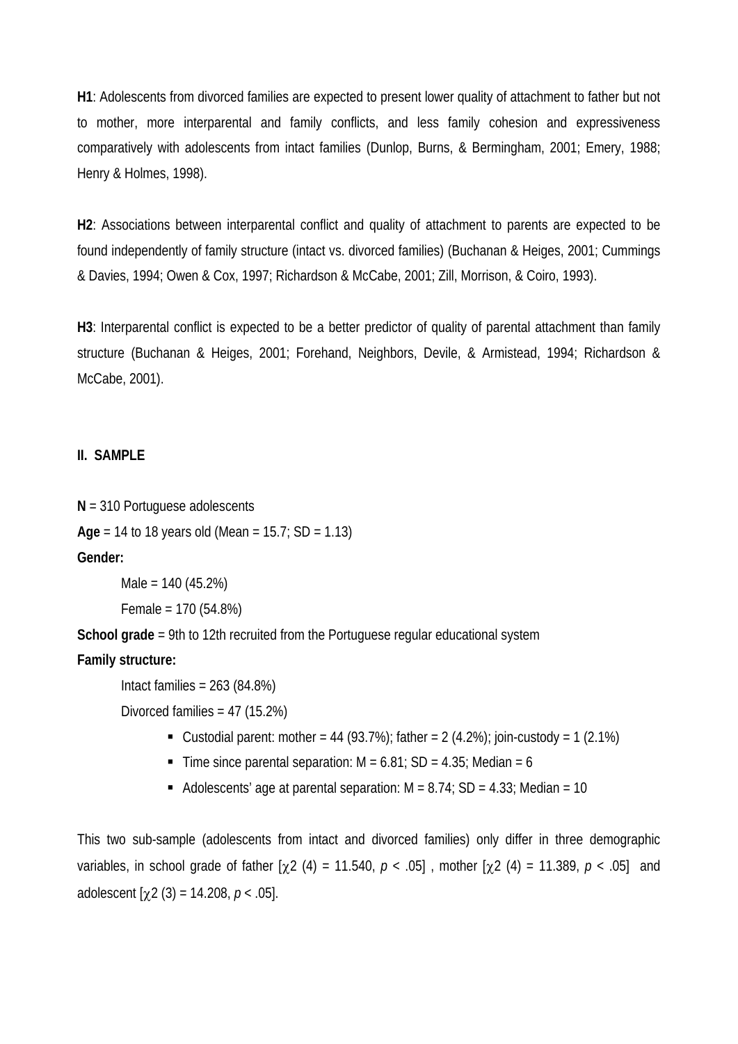**H1**: Adolescents from divorced families are expected to present lower quality of attachment to father but not to mother, more interparental and family conflicts, and less family cohesion and expressiveness comparatively with adolescents from intact families (Dunlop, Burns, & Bermingham, 2001; Emery, 1988; Henry & Holmes, 1998).

**H2**: Associations between interparental conflict and quality of attachment to parents are expected to be found independently of family structure (intact vs. divorced families) (Buchanan & Heiges, 2001; Cummings & Davies, 1994; Owen & Cox, 1997; Richardson & McCabe, 2001; Zill, Morrison, & Coiro, 1993).

**H3**: Interparental conflict is expected to be a better predictor of quality of parental attachment than family structure (Buchanan & Heiges, 2001; Forehand, Neighbors, Devile, & Armistead, 1994; Richardson & McCabe, 2001).

## II. SAMPLE

**N** = 310 Portuguese adolescents

**Age** = 14 to 18 years old (Mean = 15.7; SD = 1.13)

**Gender:**

- Male = 140 (45.2%)
- Female = 170 (54.8%)

**School grade** = 9th to 12th recruited from the Portuguese regular educational system

**Family structure:**

- Intact families = 263 (84.8%)
- Divorced families = 47 (15.2%)
    - Custodial parent: mother = 44 (93.7%); father = 2 (4.2%); join-custody = 1 (2.1%)
    - Time since parental separation: M = 6.81; SD = 4.35; Median = 6
    - Adolescents' age at parental separation: M = 8.74; SD = 4.33; Median = 10

This two sub-sample (adolescents from intact and divorced families) only differ in three demographic variables, in school grade of father [$\chi^2$ (4) = 11.540, $p < .05$] , mother [$\chi^2$ (4) = 11.389, $p < .05$] and adolescent [$\chi^2$ (3) = 14.208, $p < .05$].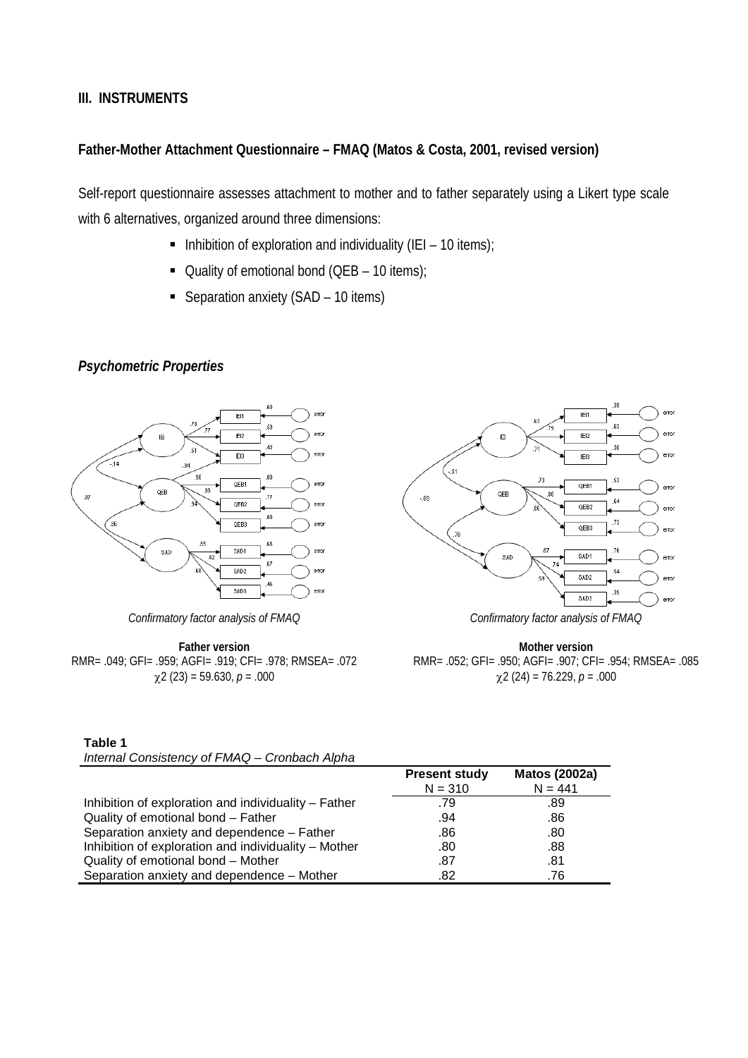## III. INSTRUMENTS

### Father-Mother Attachment Questionnaire – FMAQ (Matos & Costa, 2001, revised version)

Self-report questionnaire assesses attachment to mother and to father separately using a Likert type scale with 6 alternatives, organized around three dimensions:

- Inhibition of exploration and individuality (IEI – 10 items);
- Quality of emotional bond (QEB – 10 items);
- Separation anxiety (SAD – 10 items)

### *Psychometric Properties*

*Confirmatory factor analysis of FMAQ*

**Father version**
RMR= .049; GFI= .959; AGFI= .919; CFI= .978; RMSEA= .072
$\chi 2$ (23) = 59.630, $p$ = .000

*Confirmatory factor analysis of FMAQ*

**Mother version**
RMR= .052; GFI= .950; AGFI= .907; CFI= .954; RMSEA= .085
$\chi 2$ (24) = 76.229, $p$ = .000

**Table 1**
*Internal Consistency of FMAQ – Cronbach Alpha*

| | Present study N = 310 | Matos (2002a) N = 441 |
|---|---|---|
| Inhibition of exploration and individuality – Father | .79 | .89 |
| Quality of emotional bond – Father | .94 | .86 |
| Separation anxiety and dependence – Father | .86 | .80 |
| Inhibition of exploration and individuality – Mother | .80 | .88 |
| Quality of emotional bond – Mother | .87 | .81 |
| Separation anxiety and dependence – Mother | .82 | .76 |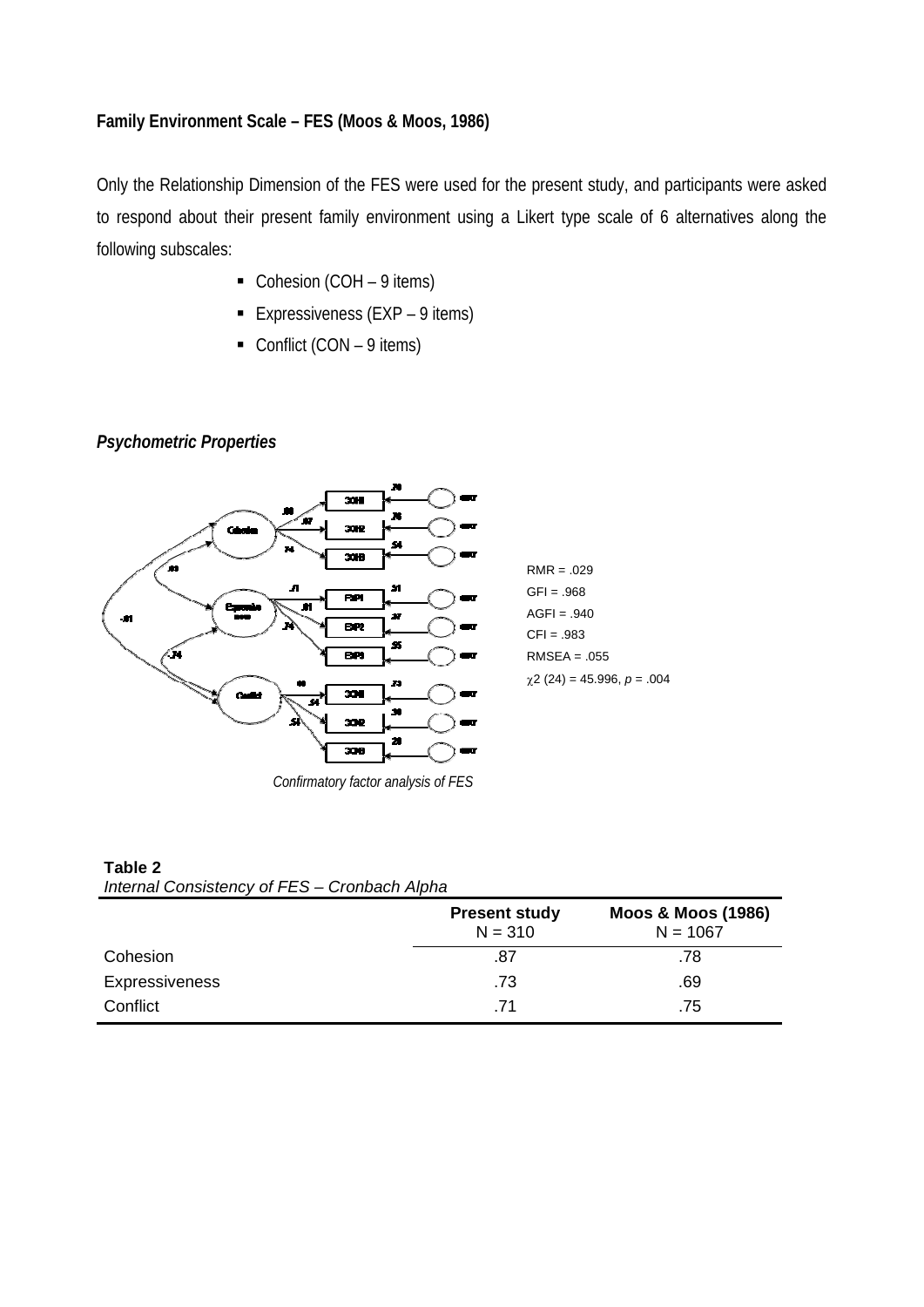**Family Environment Scale – FES (Moos & Moos, 1986)**

Only the Relationship Dimension of the FES were used for the present study, and participants were asked to respond about their present family environment using a Likert type scale of 6 alternatives along the following subscales:

- Cohesion (COH – 9 items)
- Expressiveness (EXP – 9 items)
- Conflict (CON – 9 items)

***Psychometric Properties***

RMR = .029
GFI = .968
AGFI = .940
CFI = .983
RMSEA = .055
$\chi^2$ (24) = 45.996, *p* = .004

*Confirmatory factor analysis of FES*

**Table 2**
*Internal Consistency of FES – Cronbach Alpha*

| | **Present study** N = 310 | **Moos & Moos (1986)** N = 1067 |
|---|---|---|
| Cohesion | .87 | .78 |
| Expressiveness | .73 | .69 |
| Conflict | .71 | .75 |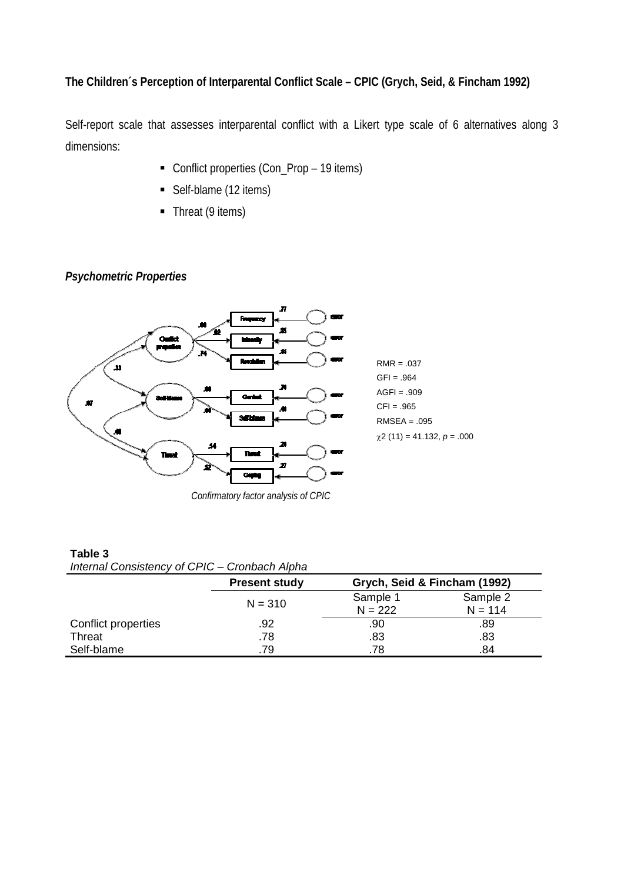**The Children´s Perception of Interparental Conflict Scale – CPIC (Grych, Seid, & Fincham 1992)**

Self-report scale that assesses interparental conflict with a Likert type scale of 6 alternatives along 3 dimensions:

- Conflict properties (Con_Prop – 19 items)
- Self-blame (12 items)
- Threat (9 items)

***Psychometric Properties***

RMR = .037
GFI = .964
AGFI = .909
CFI = .965
RMSEA = .095
$\chi 2$ (11) = 41.132, *p* = .000

*Confirmatory factor analysis of CPIC*

**Table 3**
*Internal Consistency of CPIC – Cronbach Alpha*

| | Present study | Grych, Seid & Fincham (1992) | |
|---|---|---|---|
| | N = 310 | Sample 1<br>N = 222 | Sample 2<br>N = 114 |
| Conflict properties | .92 | .90 | .89 |
| Threat | .78 | .83 | .83 |
| Self-blame | .79 | .78 | .84 |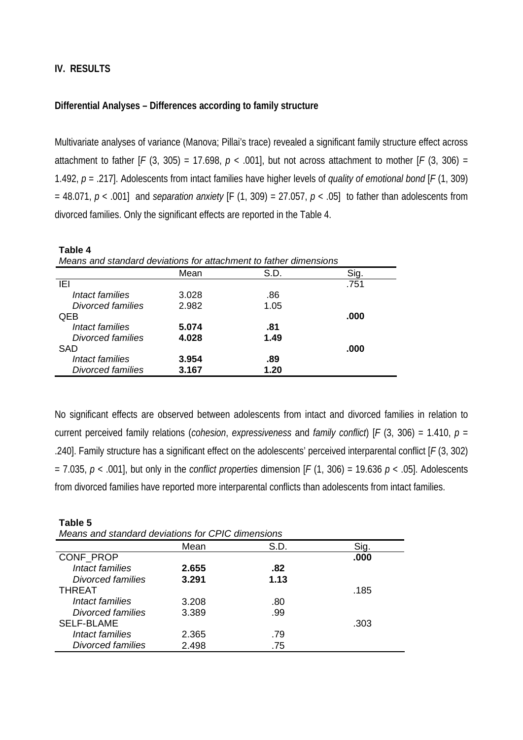## IV. RESULTS

### Differential Analyses – Differences according to family structure

Multivariate analyses of variance (Manova; Pillai's trace) revealed a significant family structure effect across attachment to father [$F$ (3, 305) = 17.698, $p$ < .001], but not across attachment to mother [$F$ (3, 306) = 1.492, $p$ = .217]. Adolescents from intact families have higher levels of *quality of emotional bond* [$F$ (1, 309) = 48.071, $p$ < .001] and *separation anxiety* [F (1, 309) = 27.057, $p$ < .05] to father than adolescents from divorced families. Only the significant effects are reported in the Table 4.

**Table 4**
*Means and standard deviations for attachment to father dimensions*

| | Mean | S.D. | Sig. |
|---|---|---|---|
| IEI | | | .751 |
| *Intact families* | 3.028 | .86 | |
| *Divorced families* | 2.982 | 1.05 | |
| QEB | | | **.000** |
| *Intact families* | **5.074** | **.81** | |
| *Divorced families* | **4.028** | **1.49** | |
| SAD | | | **.000** |
| *Intact families* | **3.954** | **.89** | |
| *Divorced families* | **3.167** | **1.20** | |

No significant effects are observed between adolescents from intact and divorced families in relation to current perceived family relations (*cohesion*, *expressiveness* and *family conflict*) [$F$ (3, 306) = 1.410, $p$ = .240]. Family structure has a significant effect on the adolescents' perceived interparental conflict [$F$ (3, 302) = 7.035, $p$ < .001], but only in the *conflict properties* dimension [$F$ (1, 306) = 19.636 $p$ < .05]. Adolescents from divorced families have reported more interparental conflicts than adolescents from intact families.

**Table 5**
*Means and standard deviations for CPIC dimensions*

| | Mean | S.D. | Sig. |
|---|---|---|---|
| CONF_PROP | | | **.000** |
| *Intact families* | **2.655** | **.82** | |
| *Divorced families* | **3.291** | **1.13** | |
| THREAT | | | .185 |
| *Intact families* | 3.208 | .80 | |
| *Divorced families* | 3.389 | .99 | |
| SELF-BLAME | | | .303 |
| *Intact families* | 2.365 | .79 | |
| *Divorced families* | 2.498 | .75 | |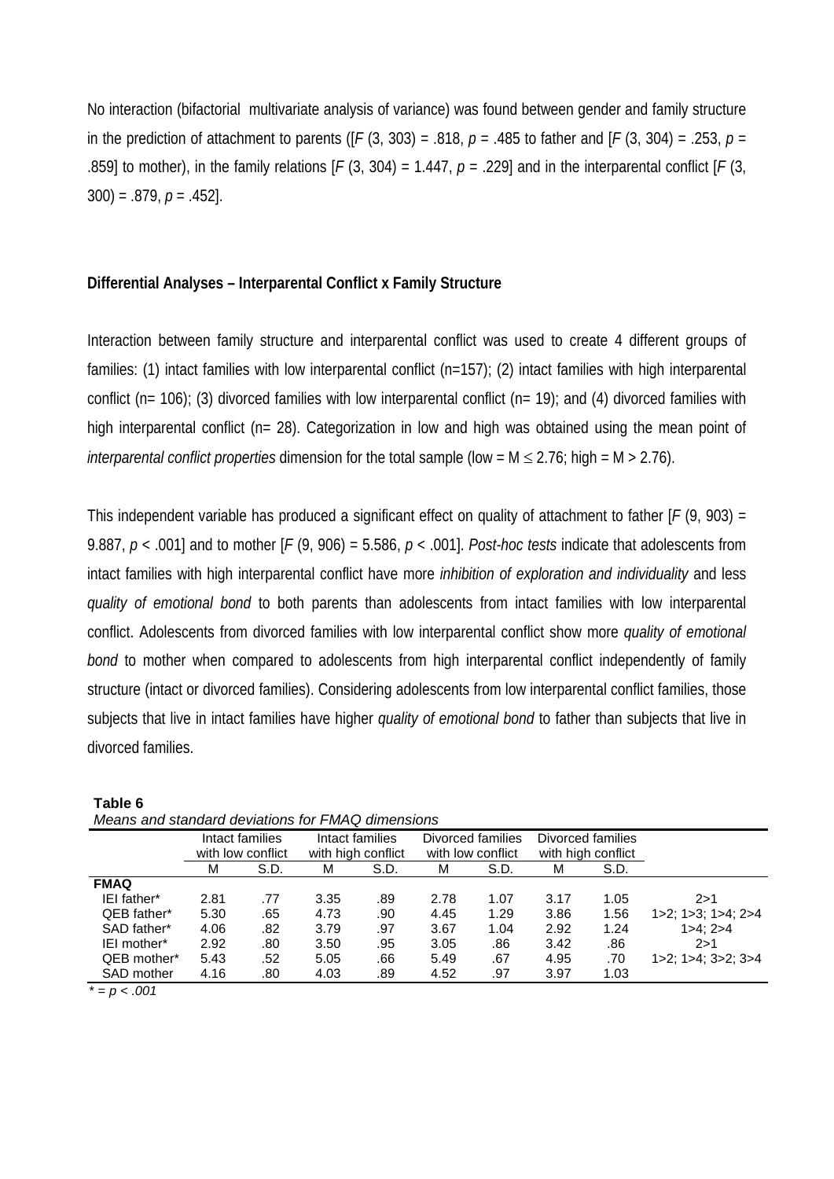No interaction (bifactorial multivariate analysis of variance) was found between gender and family structure in the prediction of attachment to parents ([$F$ (3, 303) = .818, $p$ = .485 to father and [$F$ (3, 304) = .253, $p$ = .859] to mother), in the family relations [$F$ (3, 304) = 1.447, $p$ = .229] and in the interparental conflict [$F$ (3, 300) = .879, $p$ = .452].

**Differential Analyses – Interparental Conflict x Family Structure**

Interaction between family structure and interparental conflict was used to create 4 different groups of families: (1) intact families with low interparental conflict (n=157); (2) intact families with high interparental conflict (n= 106); (3) divorced families with low interparental conflict (n= 19); and (4) divorced families with high interparental conflict (n= 28). Categorization in low and high was obtained using the mean point of *interparental conflict properties* dimension for the total sample (low = M $\leq$ 2.76; high = M > 2.76).

This independent variable has produced a significant effect on quality of attachment to father [$F$ (9, 903) = 9.887, $p$ < .001] and to mother [$F$ (9, 906) = 5.586, $p$ < .001]. *Post-hoc tests* indicate that adolescents from intact families with high interparental conflict have more *inhibition of exploration and individuality* and less *quality of emotional bond* to both parents than adolescents from intact families with low interparental conflict. Adolescents from divorced families with low interparental conflict show more *quality of emotional bond* to mother when compared to adolescents from high interparental conflict independently of family structure (intact or divorced families). Considering adolescents from low interparental conflict families, those subjects that live in intact families have higher *quality of emotional bond* to father than subjects that live in divorced families.

**Table 6**

*Means and standard deviations for FMAQ dimensions*

| | Intact families with low conflict | | Intact families with high conflict | | Divorced families with low conflict | | Divorced families with high conflict | | |
|---|---|---|---|---|---|---|---|---|---|
| | M | S.D. | M | S.D. | M | S.D. | M | S.D. | |
| **FMAQ** | | | | | | | | | |
| IEI father* | 2.81 | .77 | 3.35 | .89 | 2.78 | 1.07 | 3.17 | 1.05 | 2>1 |
| QEB father* | 5.30 | .65 | 4.73 | .90 | 4.45 | 1.29 | 3.86 | 1.56 | 1>2; 1>3; 1>4; 2>4 |
| SAD father* | 4.06 | .82 | 3.79 | .97 | 3.67 | 1.04 | 2.92 | 1.24 | 1>4; 2>4 |
| IEI mother* | 2.92 | .80 | 3.50 | .95 | 3.05 | .86 | 3.42 | .86 | 2>1 |
| QEB mother* | 5.43 | .52 | 5.05 | .66 | 5.49 | .67 | 4.95 | .70 | 1>2; 1>4; 3>2; 3>4 |
| SAD mother | 4.16 | .80 | 4.03 | .89 | 4.52 | .97 | 3.97 | 1.03 | |

*\* = p < .001*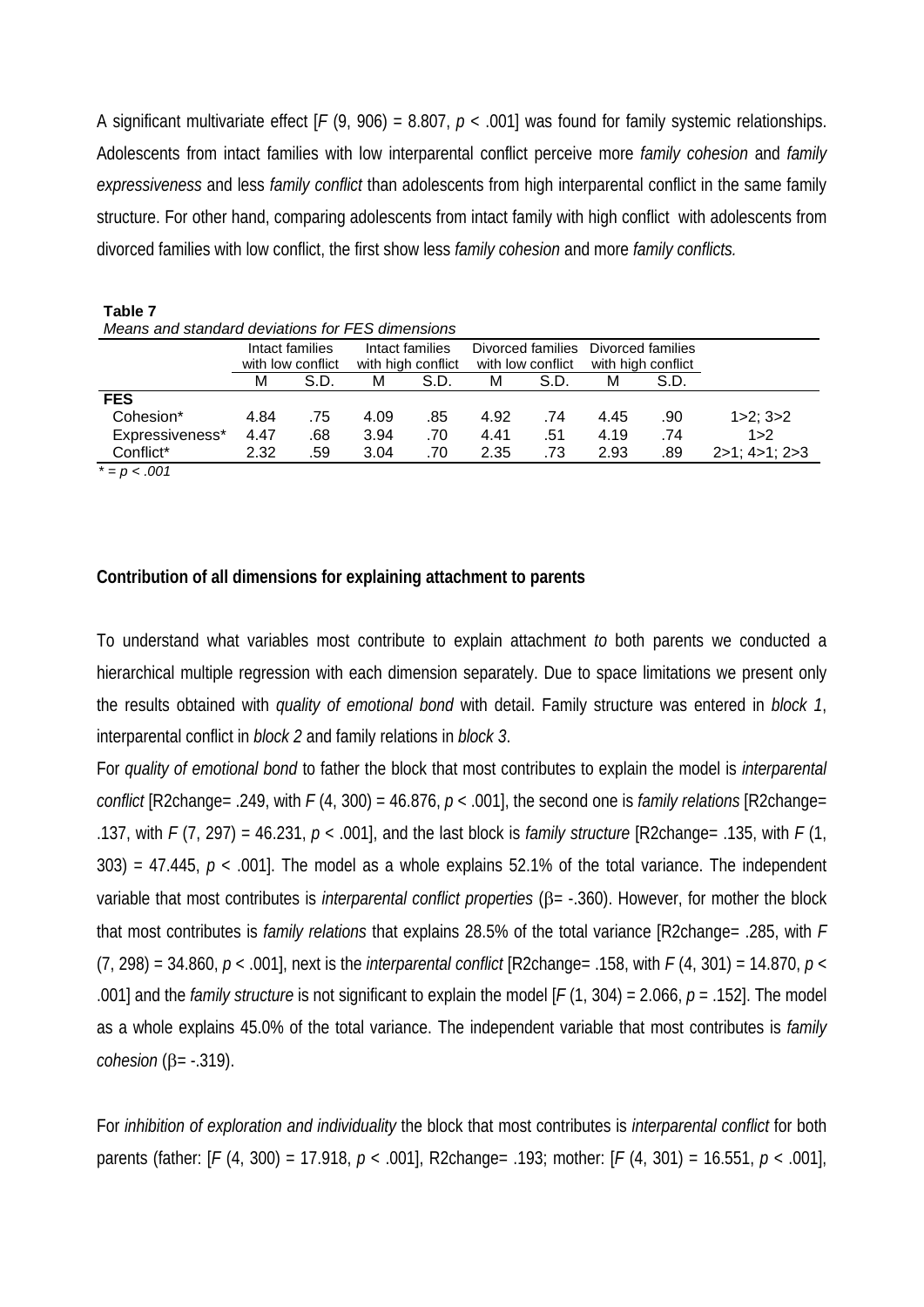A significant multivariate effect [$F$ (9, 906) = 8.807, $p$ < .001] was found for family systemic relationships. Adolescents from intact families with low interparental conflict perceive more *family cohesion* and *family expressiveness* and less *family conflict* than adolescents from high interparental conflict in the same family structure. For other hand, comparing adolescents from intact family with high conflict with adolescents from divorced families with low conflict, the first show less *family cohesion* and more *family conflicts.*

**Table 7**
*Means and standard deviations for FES dimensions*

| | Intact families with low conflict | | Intact families with high conflict | | Divorced families with low conflict | | Divorced families with high conflict | | |
|---|---|---|---|---|---|---|---|---|---|
| | M | S.D. | M | S.D. | M | S.D. | M | S.D. | |
| **FES** | | | | | | | | | |
| Cohesion* | 4.84 | .75 | 4.09 | .85 | 4.92 | .74 | 4.45 | .90 | 1>2; 3>2 |
| Expressiveness* | 4.47 | .68 | 3.94 | .70 | 4.41 | .51 | 4.19 | .74 | 1>2 |
| Conflict* | 2.32 | .59 | 3.04 | .70 | 2.35 | .73 | 2.93 | .89 | 2>1; 4>1; 2>3 |

*\* = p < .001*

**Contribution of all dimensions for explaining attachment to parents**

To understand what variables most contribute to explain attachment *to* both parents we conducted a hierarchical multiple regression with each dimension separately. Due to space limitations we present only the results obtained with *quality of emotional bond* with detail. Family structure was entered in *block 1*, interparental conflict in *block 2* and family relations in *block 3*.

For *quality of emotional bond* to father the block that most contributes to explain the model is *interparental conflict* [R2change= .249, with $F$ (4, 300) = 46.876, $p$ < .001], the second one is *family relations* [R2change= .137, with $F$ (7, 297) = 46.231, $p$ < .001], and the last block is *family structure* [R2change= .135, with $F$ (1, 303) = 47.445, $p$ < .001]. The model as a whole explains 52.1% of the total variance. The independent variable that most contributes is *interparental conflict properties* ($\beta$= -.360). However, for mother the block that most contributes is *family relations* that explains 28.5% of the total variance [R2change= .285, with $F$ (7, 298) = 34.860, $p$ < .001], next is the *interparental conflict* [R2change= .158, with $F$ (4, 301) = 14.870, $p$ < .001] and the *family structure* is not significant to explain the model [$F$ (1, 304) = 2.066, $p$ = .152]. The model as a whole explains 45.0% of the total variance. The independent variable that most contributes is *family cohesion* ($\beta$= -.319).

For *inhibition of exploration and individuality* the block that most contributes is *interparental conflict* for both parents (father: [$F$ (4, 300) = 17.918, $p$ < .001], R2change= .193; mother: [$F$ (4, 301) = 16.551, $p$ < .001],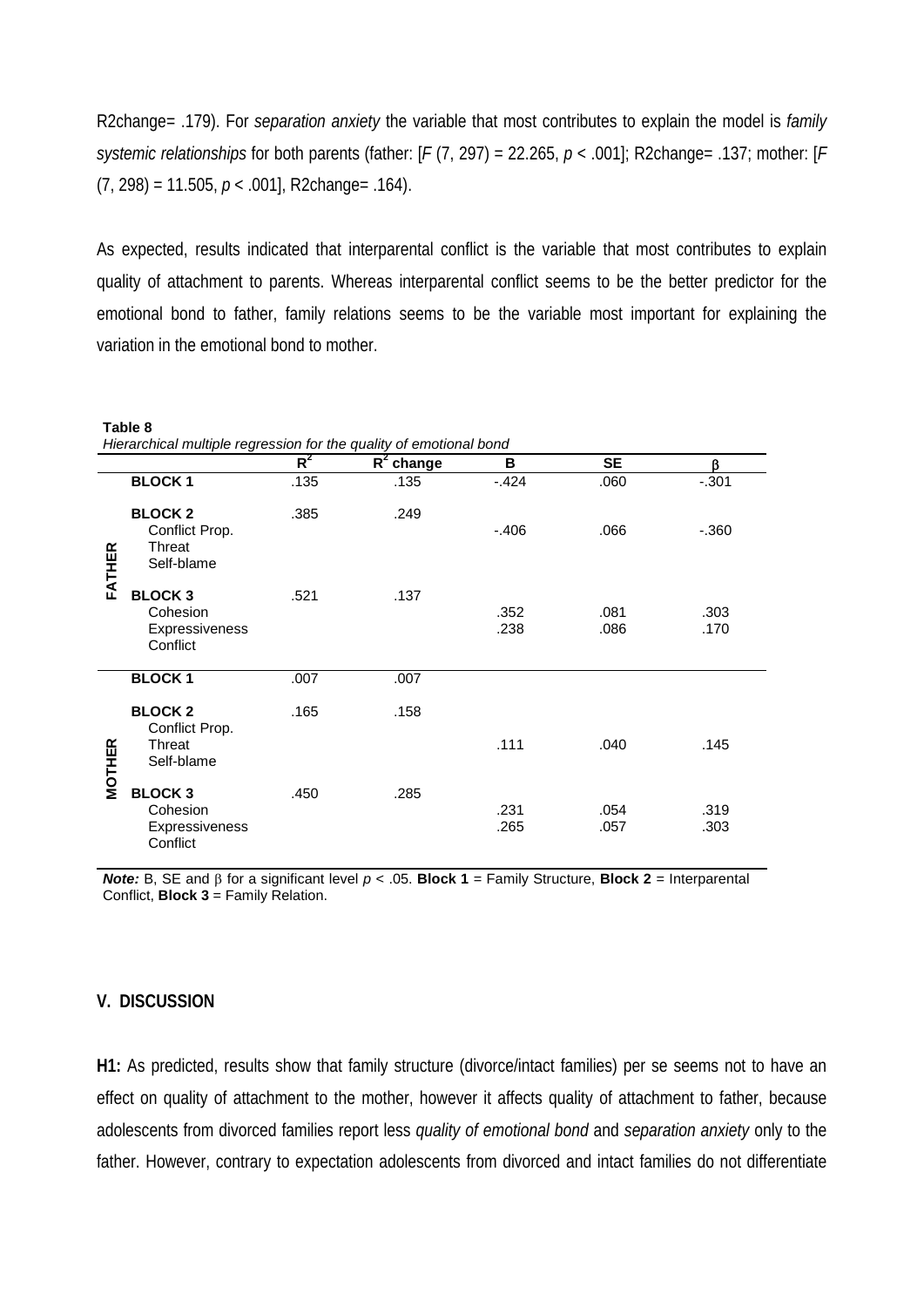R2change= .179). For *separation anxiety* the variable that most contributes to explain the model is *family systemic relationships* for both parents (father: [$F$ (7, 297) = 22.265, $p$ < .001]; R2change= .137; mother: [$F$ (7, 298) = 11.505, $p$ < .001], R2change= .164).

As expected, results indicated that interparental conflict is the variable that most contributes to explain quality of attachment to parents. Whereas interparental conflict seems to be the better predictor for the emotional bond to father, family relations seems to be the variable most important for explaining the variation in the emotional bond to mother.

**Table 8**
*Hierarchical multiple regression for the quality of emotional bond*

| | | $R^2$ | $R^2$ change | B | SE | β |
|---|---|---|---|---|---|---|
| **FATHER** | **BLOCK 1** | .135 | .135 | -.424 | .060 | -.301 |
| | **BLOCK 2** | .385 | .249 | | | |
| | Conflict Prop. | | | | | |
| | Threat | | | -.406 | .066 | -.360 |
| | Self-blame | | | | | |
| | **BLOCK 3** | .521 | .137 | | | |
| | Cohesion | | | .352 | .081 | .303 |
| | Expressiveness | | | .238 | .086 | .170 |
| | Conflict | | | | | |
| **MOTHER** | **BLOCK 1** | .007 | .007 | | | |
| | **BLOCK 2** | .165 | .158 | | | |
| | Conflict Prop. | | | | | |
| | Threat | | | .111 | .040 | .145 |
| | Self-blame | | | | | |
| | **BLOCK 3** | .450 | .285 | | | |
| | Cohesion | | | .231 | .054 | .319 |
| | Expressiveness | | | .265 | .057 | .303 |
| | Conflict | | | | | |

***Note:*** B, SE and β for a significant level $p$ < .05. **Block 1** = Family Structure, **Block 2** = Interparental Conflict, **Block 3** = Family Relation.

## V. DISCUSSION

**H1:** As predicted, results show that family structure (divorce/intact families) per se seems not to have an effect on quality of attachment to the mother, however it affects quality of attachment to father, because adolescents from divorced families report less *quality of emotional bond* and *separation anxiety* only to the father. However, contrary to expectation adolescents from divorced and intact families do not differentiate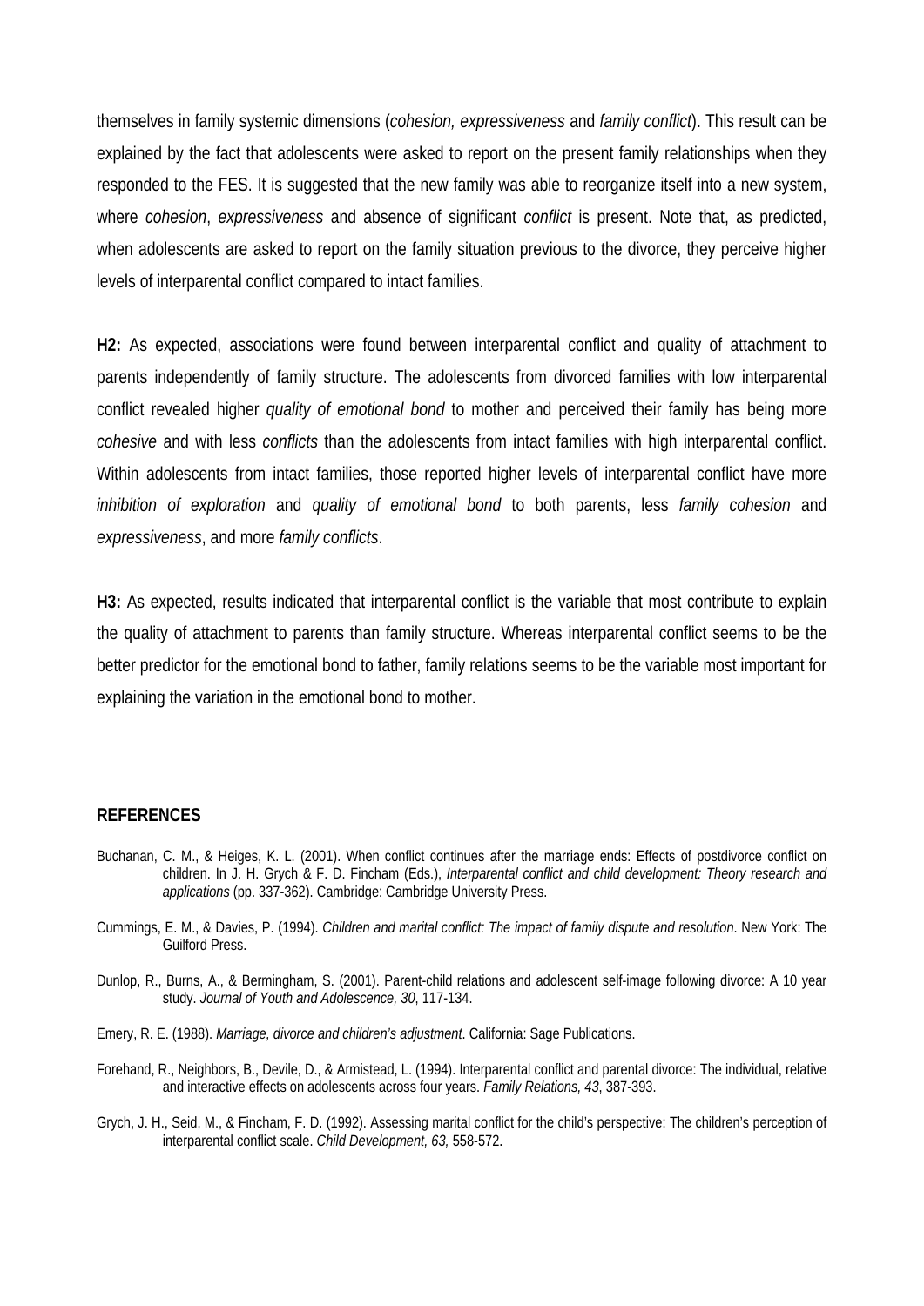themselves in family systemic dimensions (*cohesion, expressiveness* and *family conflict*). This result can be explained by the fact that adolescents were asked to report on the present family relationships when they responded to the FES. It is suggested that the new family was able to reorganize itself into a new system, where *cohesion*, *expressiveness* and absence of significant *conflict* is present. Note that, as predicted, when adolescents are asked to report on the family situation previous to the divorce, they perceive higher levels of interparental conflict compared to intact families.

**H2:** As expected, associations were found between interparental conflict and quality of attachment to parents independently of family structure. The adolescents from divorced families with low interparental conflict revealed higher *quality of emotional bond* to mother and perceived their family has being more *cohesive* and with less *conflicts* than the adolescents from intact families with high interparental conflict. Within adolescents from intact families, those reported higher levels of interparental conflict have more *inhibition of exploration* and *quality of emotional bond* to both parents, less *family cohesion* and *expressiveness*, and more *family conflicts*.

**H3:** As expected, results indicated that interparental conflict is the variable that most contribute to explain the quality of attachment to parents than family structure. Whereas interparental conflict seems to be the better predictor for the emotional bond to father, family relations seems to be the variable most important for explaining the variation in the emotional bond to mother.

## REFERENCES

Buchanan, C. M., & Heiges, K. L. (2001). When conflict continues after the marriage ends: Effects of postdivorce conflict on children. In J. H. Grych & F. D. Fincham (Eds.), *Interparental conflict and child development: Theory research and applications* (pp. 337-362). Cambridge: Cambridge University Press.

Cummings, E. M., & Davies, P. (1994). *Children and marital conflict: The impact of family dispute and resolution*. New York: The Guilford Press.

Dunlop, R., Burns, A., & Bermingham, S. (2001). Parent-child relations and adolescent self-image following divorce: A 10 year study. *Journal of Youth and Adolescence, 30*, 117-134.

Emery, R. E. (1988). *Marriage, divorce and children's adjustment*. California: Sage Publications.

Forehand, R., Neighbors, B., Devile, D., & Armistead, L. (1994). Interparental conflict and parental divorce: The individual, relative and interactive effects on adolescents across four years. *Family Relations, 43*, 387-393.

Grych, J. H., Seid, M., & Fincham, F. D. (1992). Assessing marital conflict for the child's perspective: The children's perception of interparental conflict scale. *Child Development, 63,* 558-572.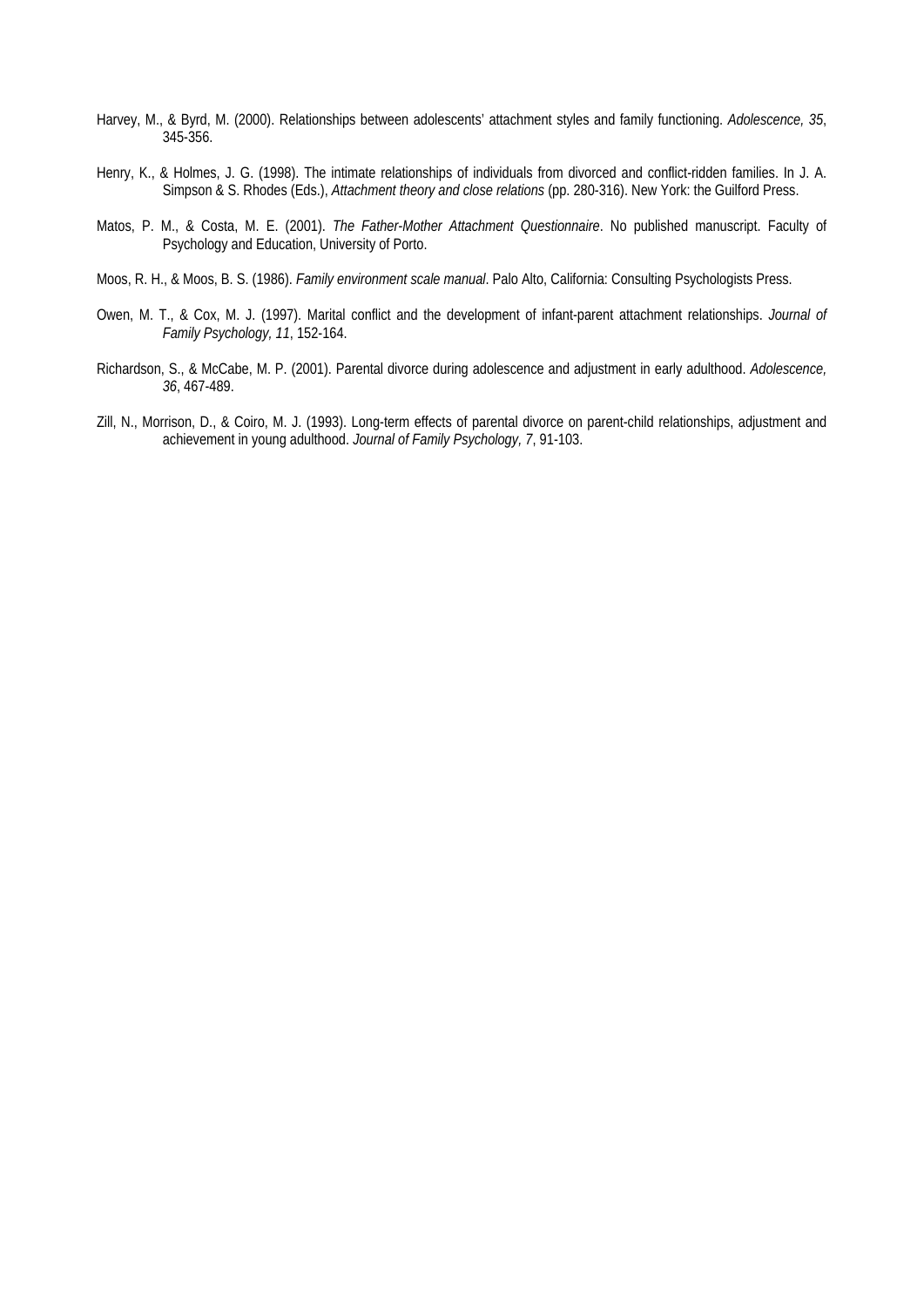Harvey, M., & Byrd, M. (2000). Relationships between adolescents' attachment styles and family functioning. *Adolescence, 35*, 345-356.

Henry, K., & Holmes, J. G. (1998). The intimate relationships of individuals from divorced and conflict-ridden families. In J. A. Simpson & S. Rhodes (Eds.), *Attachment theory and close relations* (pp. 280-316). New York: the Guilford Press.

Matos, P. M., & Costa, M. E. (2001). *The Father-Mother Attachment Questionnaire*. No published manuscript. Faculty of Psychology and Education, University of Porto.

Moos, R. H., & Moos, B. S. (1986). *Family environment scale manual*. Palo Alto, California: Consulting Psychologists Press.

Owen, M. T., & Cox, M. J. (1997). Marital conflict and the development of infant-parent attachment relationships. *Journal of Family Psychology, 11*, 152-164.

Richardson, S., & McCabe, M. P. (2001). Parental divorce during adolescence and adjustment in early adulthood. *Adolescence, 36*, 467-489.

Zill, N., Morrison, D., & Coiro, M. J. (1993). Long-term effects of parental divorce on parent-child relationships, adjustment and achievement in young adulthood. *Journal of Family Psychology, 7*, 91-103.